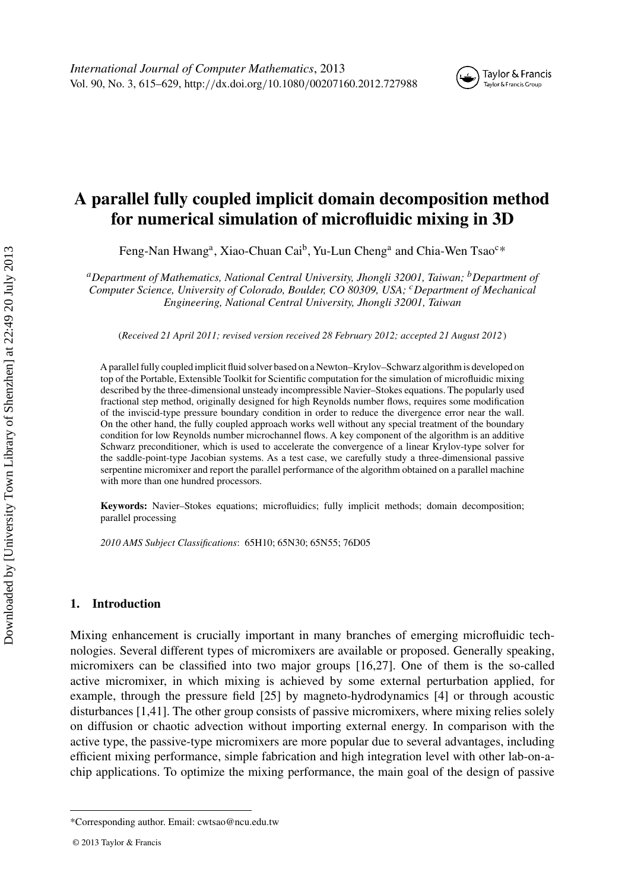# A parallel fully coupled implicit domain decomposition method for numerical simulation of microfluidic mixing in 3D

Feng-Nan Hwang[a], Xiao-Chuan Cai[b], Yu-Lun Cheng[a] and Chia-Wen Tsao[c]*

[a]*Department of Mathematics, National Central University, Jhongli 32001, Taiwan;* [b]*Department of Computer Science, University of Colorado, Boulder, CO 80309, USA;* [c]*Department of Mechanical Engineering, National Central University, Jhongli 32001, Taiwan*

(*Received 21 April 2011; revised version received 28 February 2012; accepted 21 August 2012*)

A parallel fully coupled implicit fluid solver based on a Newton–Krylov–Schwarz algorithm is developed on top of the Portable, Extensible Toolkit for Scientific computation for the simulation of microfluidic mixing described by the three-dimensional unsteady incompressible Navier–Stokes equations. The popularly used fractional step method, originally designed for high Reynolds number flows, requires some modification of the inviscid-type pressure boundary condition in order to reduce the divergence error near the wall. On the other hand, the fully coupled approach works well without any special treatment of the boundary condition for low Reynolds number microchannel flows. A key component of the algorithm is an additive Schwarz preconditioner, which is used to accelerate the convergence of a linear Krylov-type solver for the saddle-point-type Jacobian systems. As a test case, we carefully study a three-dimensional passive serpentine micromixer and report the parallel performance of the algorithm obtained on a parallel machine with more than one hundred processors.

**Keywords:** Navier–Stokes equations; microfluidics; fully implicit methods; domain decomposition; parallel processing

*2010 AMS Subject Classifications*: 65H10; 65N30; 65N55; 76D05

## 1. Introduction

Mixing enhancement is crucially important in many branches of emerging microfluidic technologies. Several different types of micromixers are available or proposed. Generally speaking, micromixers can be classified into two major groups [16,27]. One of them is the so-called active micromixer, in which mixing is achieved by some external perturbation applied, for example, through the pressure field [25] by magneto-hydrodynamics [4] or through acoustic disturbances [1,41]. The other group consists of passive micromixers, where mixing relies solely on diffusion or chaotic advection without importing external energy. In comparison with the active type, the passive-type micromixers are more popular due to several advantages, including efficient mixing performance, simple fabrication and high integration level with other lab-on-a-chip applications. To optimize the mixing performance, the main goal of the design of passive

---

*Corresponding author. Email: cwtsao@ncu.edu.tw

© 2013 Taylor & Francis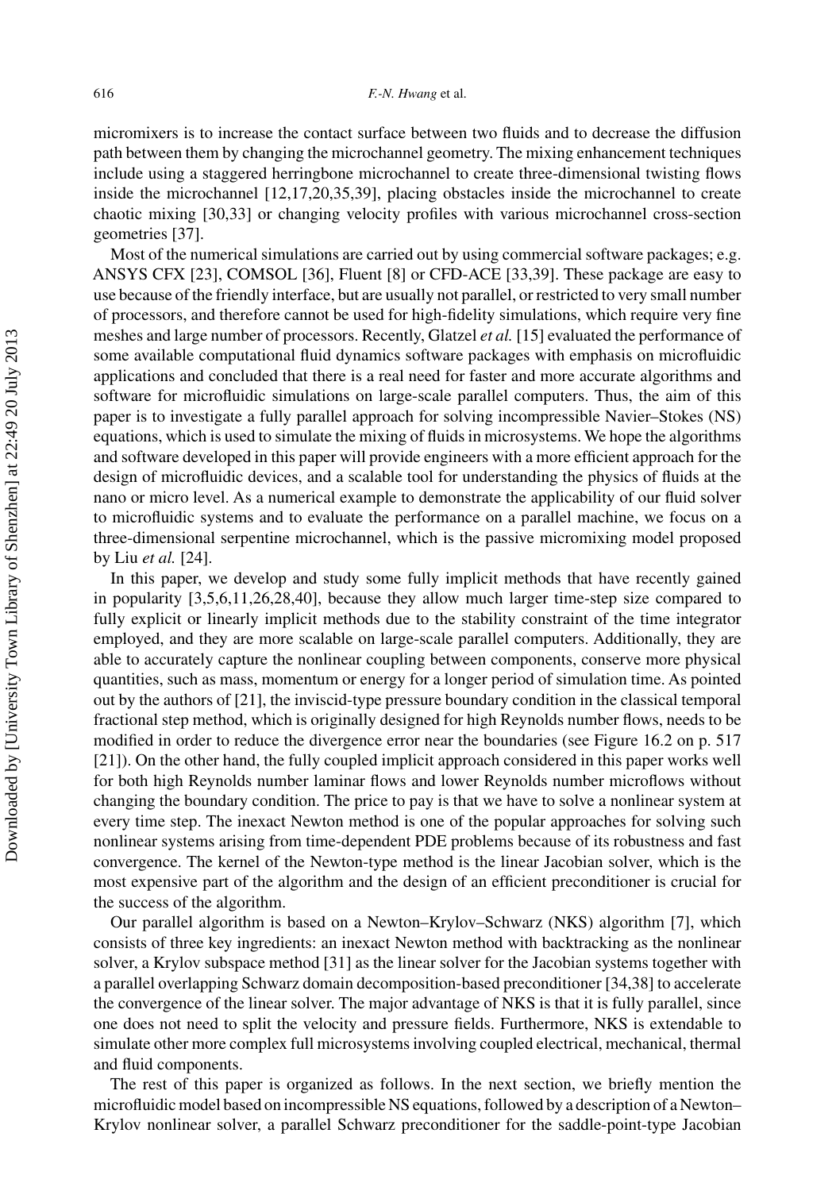micromixers is to increase the contact surface between two fluids and to decrease the diffusion path between them by changing the microchannel geometry. The mixing enhancement techniques include using a staggered herringbone microchannel to create three-dimensional twisting flows inside the microchannel [12,17,20,35,39], placing obstacles inside the microchannel to create chaotic mixing [30,33] or changing velocity profiles with various microchannel cross-section geometries [37].

Most of the numerical simulations are carried out by using commercial software packages; e.g. ANSYS CFX [23], COMSOL [36], Fluent [8] or CFD-ACE [33,39]. These package are easy to use because of the friendly interface, but are usually not parallel, or restricted to very small number of processors, and therefore cannot be used for high-fidelity simulations, which require very fine meshes and large number of processors. Recently, Glatzel *et al.* [15] evaluated the performance of some available computational fluid dynamics software packages with emphasis on microfluidic applications and concluded that there is a real need for faster and more accurate algorithms and software for microfluidic simulations on large-scale parallel computers. Thus, the aim of this paper is to investigate a fully parallel approach for solving incompressible Navier–Stokes (NS) equations, which is used to simulate the mixing of fluids in microsystems. We hope the algorithms and software developed in this paper will provide engineers with a more efficient approach for the design of microfluidic devices, and a scalable tool for understanding the physics of fluids at the nano or micro level. As a numerical example to demonstrate the applicability of our fluid solver to microfluidic systems and to evaluate the performance on a parallel machine, we focus on a three-dimensional serpentine microchannel, which is the passive micromixing model proposed by Liu *et al.* [24].

In this paper, we develop and study some fully implicit methods that have recently gained in popularity [3,5,6,11,26,28,40], because they allow much larger time-step size compared to fully explicit or linearly implicit methods due to the stability constraint of the time integrator employed, and they are more scalable on large-scale parallel computers. Additionally, they are able to accurately capture the nonlinear coupling between components, conserve more physical quantities, such as mass, momentum or energy for a longer period of simulation time. As pointed out by the authors of [21], the inviscid-type pressure boundary condition in the classical temporal fractional step method, which is originally designed for high Reynolds number flows, needs to be modified in order to reduce the divergence error near the boundaries (see Figure 16.2 on p. 517 [21]). On the other hand, the fully coupled implicit approach considered in this paper works well for both high Reynolds number laminar flows and lower Reynolds number microflows without changing the boundary condition. The price to pay is that we have to solve a nonlinear system at every time step. The inexact Newton method is one of the popular approaches for solving such nonlinear systems arising from time-dependent PDE problems because of its robustness and fast convergence. The kernel of the Newton-type method is the linear Jacobian solver, which is the most expensive part of the algorithm and the design of an efficient preconditioner is crucial for the success of the algorithm.

Our parallel algorithm is based on a Newton–Krylov–Schwarz (NKS) algorithm [7], which consists of three key ingredients: an inexact Newton method with backtracking as the nonlinear solver, a Krylov subspace method [31] as the linear solver for the Jacobian systems together with a parallel overlapping Schwarz domain decomposition-based preconditioner [34,38] to accelerate the convergence of the linear solver. The major advantage of NKS is that it is fully parallel, since one does not need to split the velocity and pressure fields. Furthermore, NKS is extendable to simulate other more complex full microsystems involving coupled electrical, mechanical, thermal and fluid components.

The rest of this paper is organized as follows. In the next section, we briefly mention the microfluidic model based on incompressible NS equations, followed by a description of a Newton–Krylov nonlinear solver, a parallel Schwarz preconditioner for the saddle-point-type Jacobian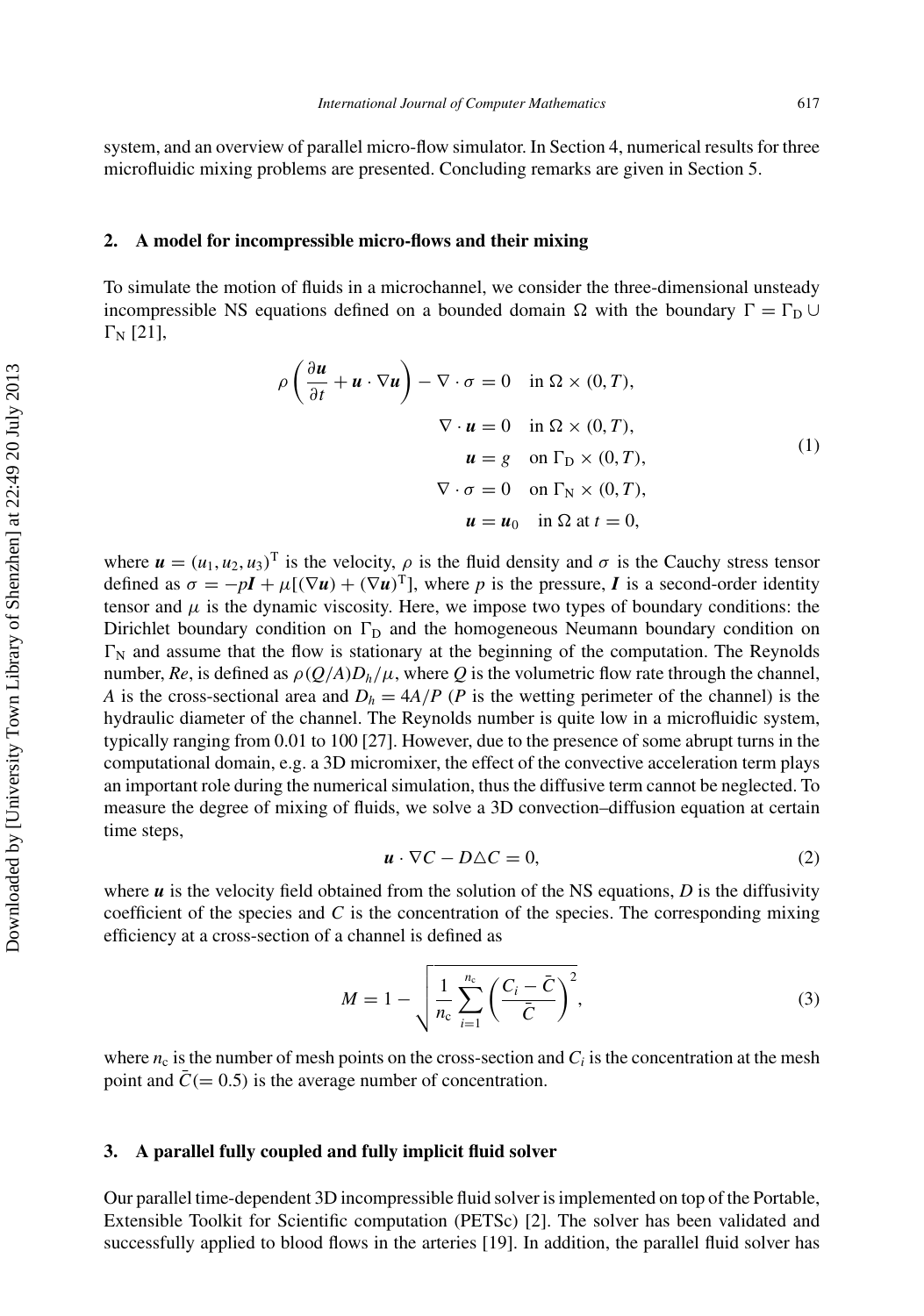system, and an overview of parallel micro-flow simulator. In Section 4, numerical results for three microfluidic mixing problems are presented. Concluding remarks are given in Section 5.

## 2. A model for incompressible micro-flows and their mixing

To simulate the motion of fluids in a microchannel, we consider the three-dimensional unsteady incompressible NS equations defined on a bounded domain $\Omega$ with the boundary $\Gamma = \Gamma_D \cup \Gamma_N$ [21],

$$
\begin{aligned}
\rho\left(\frac{\partial \boldsymbol{u}}{\partial t} + \boldsymbol{u}\cdot\nabla\boldsymbol{u}\right) - \nabla\cdot\sigma &= 0 \quad \text{in } \Omega\times(0,T),\\
\nabla\cdot\boldsymbol{u} &= 0 \quad \text{in } \Omega\times(0,T),\\
\boldsymbol{u} &= g \quad \text{on } \Gamma_D\times(0,T),\\
\nabla\cdot\sigma &= 0 \quad \text{on } \Gamma_N\times(0,T),\\
\boldsymbol{u} &= \boldsymbol{u}_0 \quad \text{in } \Omega \text{ at } t=0,
\end{aligned}
\tag{1}
$$

where $\boldsymbol{u} = (u_1, u_2, u_3)^T$ is the velocity, $\rho$ is the fluid density and $\sigma$ is the Cauchy stress tensor defined as $\sigma = -p\boldsymbol{I} + \mu[(\nabla\boldsymbol{u}) + (\nabla\boldsymbol{u})^T]$, where $p$ is the pressure, $\boldsymbol{I}$ is a second-order identity tensor and $\mu$ is the dynamic viscosity. Here, we impose two types of boundary conditions: the Dirichlet boundary condition on $\Gamma_D$ and the homogeneous Neumann boundary condition on $\Gamma_N$ and assume that the flow is stationary at the beginning of the computation. The Reynolds number, *Re*, is defined as $\rho(Q/A)D_h/\mu$, where $Q$ is the volumetric flow rate through the channel, $A$ is the cross-sectional area and $D_h = 4A/P$ ($P$ is the wetting perimeter of the channel) is the hydraulic diameter of the channel. The Reynolds number is quite low in a microfluidic system, typically ranging from 0.01 to 100 [27]. However, due to the presence of some abrupt turns in the computational domain, e.g. a 3D micromixer, the effect of the convective acceleration term plays an important role during the numerical simulation, thus the diffusive term cannot be neglected. To measure the degree of mixing of fluids, we solve a 3D convection–diffusion equation at certain time steps,

$$
\boldsymbol{u}\cdot\nabla C - D\triangle C = 0, \tag{2}
$$

where $\boldsymbol{u}$ is the velocity field obtained from the solution of the NS equations, $D$ is the diffusivity coefficient of the species and $C$ is the concentration of the species. The corresponding mixing efficiency at a cross-section of a channel is defined as

$$
M = 1 - \sqrt{\frac{1}{n_c}\sum_{i=1}^{n_c}\left(\frac{C_i - \bar{C}}{\bar{C}}\right)^2}, \tag{3}
$$

where $n_c$ is the number of mesh points on the cross-section and $C_i$ is the concentration at the mesh point and $\bar{C}(= 0.5)$ is the average number of concentration.

## 3. A parallel fully coupled and fully implicit fluid solver

Our parallel time-dependent 3D incompressible fluid solver is implemented on top of the Portable, Extensible Toolkit for Scientific computation (PETSc) [2]. The solver has been validated and successfully applied to blood flows in the arteries [19]. In addition, the parallel fluid solver has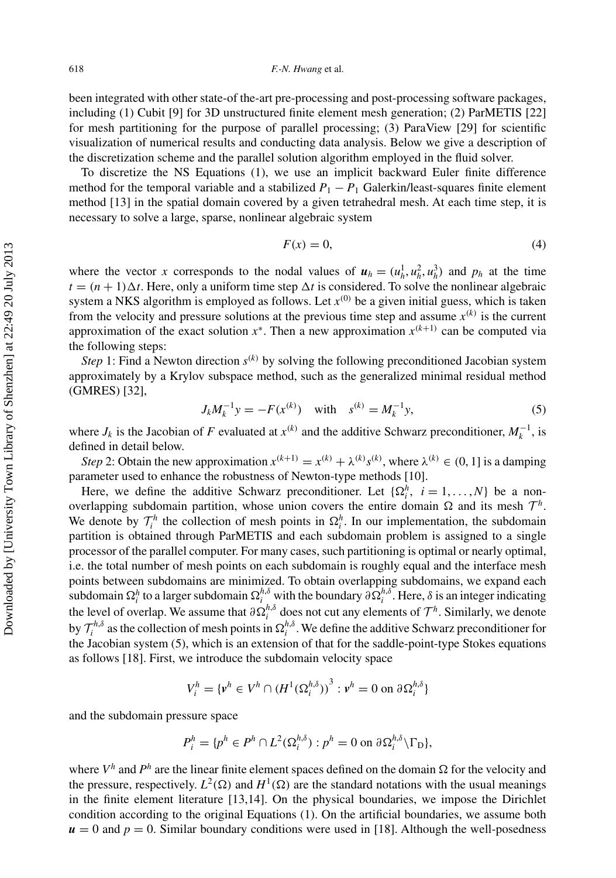been integrated with other state-of-the-art pre-processing and post-processing software packages, including (1) Cubit [9] for 3D unstructured finite element mesh generation; (2) ParMETIS [22] for mesh partitioning for the purpose of parallel processing; (3) ParaView [29] for scientific visualization of numerical results and conducting data analysis. Below we give a description of the discretization scheme and the parallel solution algorithm employed in the fluid solver.

To discretize the NS Equations (1), we use an implicit backward Euler finite difference method for the temporal variable and a stabilized $P_1 - P_1$ Galerkin/least-squares finite element method [13] in the spatial domain covered by a given tetrahedral mesh. At each time step, it is necessary to solve a large, sparse, nonlinear algebraic system

$$F(x) = 0, \tag{4}$$

where the vector $x$ corresponds to the nodal values of $\boldsymbol{u}_h = (u_h^1, u_h^2, u_h^3)$ and $p_h$ at the time $t = (n+1)\Delta t$. Here, only a uniform time step $\Delta t$ is considered. To solve the nonlinear algebraic system a NKS algorithm is employed as follows. Let $x^{(0)}$ be a given initial guess, which is taken from the velocity and pressure solutions at the previous time step and assume $x^{(k)}$ is the current approximation of the exact solution $x^*$. Then a new approximation $x^{(k+1)}$ can be computed via the following steps:

*Step* 1: Find a Newton direction $s^{(k)}$ by solving the following preconditioned Jacobian system approximately by a Krylov subspace method, such as the generalized minimal residual method (GMRES) [32],

$$J_k M_k^{-1} y = -F(x^{(k)}) \quad \text{with} \quad s^{(k)} = M_k^{-1} y, \tag{5}$$

where $J_k$ is the Jacobian of $F$ evaluated at $x^{(k)}$ and the additive Schwarz preconditioner, $M_k^{-1}$, is defined in detail below.

*Step* 2: Obtain the new approximation $x^{(k+1)} = x^{(k)} + \lambda^{(k)} s^{(k)}$, where $\lambda^{(k)} \in (0, 1]$ is a damping parameter used to enhance the robustness of Newton-type methods [10].

Here, we define the additive Schwarz preconditioner. Let $\{\Omega_i^h,\ i = 1, \ldots, N\}$ be a non-overlapping subdomain partition, whose union covers the entire domain $\Omega$ and its mesh $\mathcal{T}^h$. We denote by $\mathcal{T}_i^h$ the collection of mesh points in $\Omega_i^h$. In our implementation, the subdomain partition is obtained through ParMETIS and each subdomain problem is assigned to a single processor of the parallel computer. For many cases, such partitioning is optimal or nearly optimal, i.e. the total number of mesh points on each subdomain is roughly equal and the interface mesh points between subdomains are minimized. To obtain overlapping subdomains, we expand each subdomain $\Omega_i^h$ to a larger subdomain $\Omega_i^{h,\delta}$ with the boundary $\partial\Omega_i^{h,\delta}$. Here, $\delta$ is an integer indicating the level of overlap. We assume that $\partial\Omega_i^{h,\delta}$ does not cut any elements of $\mathcal{T}^h$. Similarly, we denote by $\mathcal{T}_i^{h,\delta}$ as the collection of mesh points in $\Omega_i^{h,\delta}$. We define the additive Schwarz preconditioner for the Jacobian system (5), which is an extension of that for the saddle-point-type Stokes equations as follows [18]. First, we introduce the subdomain velocity space

$$V_i^h = \{\boldsymbol{v}^h \in V^h \cap (H^1(\Omega_i^{h,\delta}))^3 : \boldsymbol{v}^h = 0 \text{ on } \partial\Omega_i^{h,\delta}\}$$

and the subdomain pressure space

$$P_i^h = \{p^h \in P^h \cap L^2(\Omega_i^{h,\delta}) : p^h = 0 \text{ on } \partial\Omega_i^{h,\delta} \backslash \Gamma_D\},$$

where $V^h$ and $P^h$ are the linear finite element spaces defined on the domain $\Omega$ for the velocity and the pressure, respectively. $L^2(\Omega)$ and $H^1(\Omega)$ are the standard notations with the usual meanings in the finite element literature [13,14]. On the physical boundaries, we impose the Dirichlet condition according to the original Equations (1). On the artificial boundaries, we assume both $\boldsymbol{u} = 0$ and $p = 0$. Similar boundary conditions were used in [18]. Although the well-posedness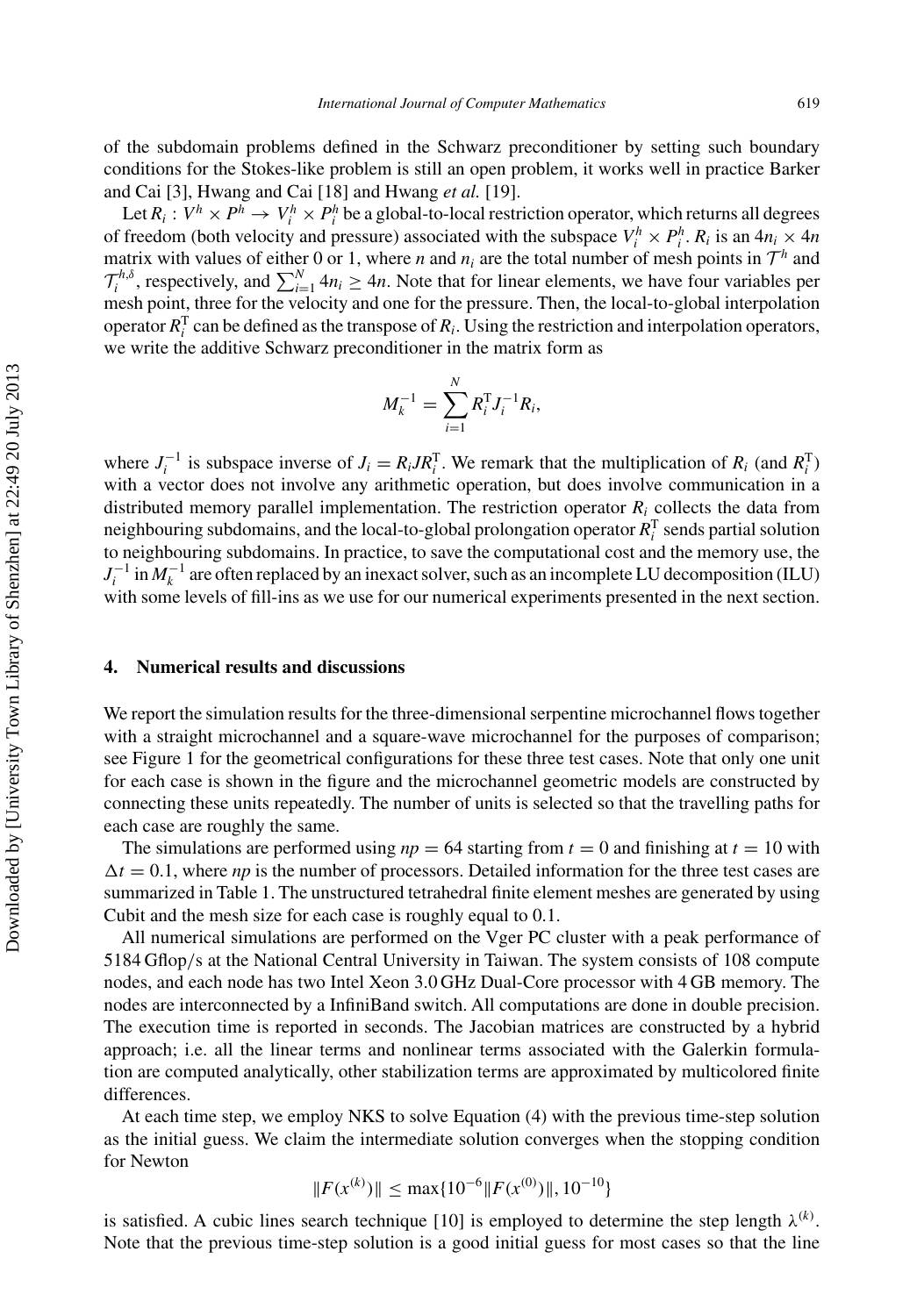of the subdomain problems defined in the Schwarz preconditioner by setting such boundary conditions for the Stokes-like problem is still an open problem, it works well in practice Barker and Cai [3], Hwang and Cai [18] and Hwang *et al.* [19].

Let $R_i : V^h \times P^h \rightarrow V_i^h \times P_i^h$ be a global-to-local restriction operator, which returns all degrees of freedom (both velocity and pressure) associated with the subspace $V_i^h \times P_i^h$. $R_i$ is an $4n_i \times 4n$ matrix with values of either 0 or 1, where $n$ and $n_i$ are the total number of mesh points in $\mathcal{T}^h$ and $\mathcal{T}_i^{h,\delta}$, respectively, and $\sum_{i=1}^{N} 4n_i \geq 4n$. Note that for linear elements, we have four variables per mesh point, three for the velocity and one for the pressure. Then, the local-to-global interpolation operator $R_i^{\mathrm{T}}$ can be defined as the transpose of $R_i$. Using the restriction and interpolation operators, we write the additive Schwarz preconditioner in the matrix form as

$$M_k^{-1} = \sum_{i=1}^{N} R_i^{\mathrm{T}} J_i^{-1} R_i,$$

where $J_i^{-1}$ is subspace inverse of $J_i = R_i J R_i^{\mathrm{T}}$. We remark that the multiplication of $R_i$ (and $R_i^{\mathrm{T}}$) with a vector does not involve any arithmetic operation, but does involve communication in a distributed memory parallel implementation. The restriction operator $R_i$ collects the data from neighbouring subdomains, and the local-to-global prolongation operator $R_i^{\mathrm{T}}$ sends partial solution to neighbouring subdomains. In practice, to save the computational cost and the memory use, the $J_i^{-1}$ in $M_k^{-1}$ are often replaced by an inexact solver, such as an incomplete LU decomposition (ILU) with some levels of fill-ins as we use for our numerical experiments presented in the next section.

## 4. Numerical results and discussions

We report the simulation results for the three-dimensional serpentine microchannel flows together with a straight microchannel and a square-wave microchannel for the purposes of comparison; see Figure 1 for the geometrical configurations for these three test cases. Note that only one unit for each case is shown in the figure and the microchannel geometric models are constructed by connecting these units repeatedly. The number of units is selected so that the travelling paths for each case are roughly the same.

The simulations are performed using $np = 64$ starting from $t = 0$ and finishing at $t = 10$ with $\Delta t = 0.1$, where $np$ is the number of processors. Detailed information for the three test cases are summarized in Table 1. The unstructured tetrahedral finite element meshes are generated by using Cubit and the mesh size for each case is roughly equal to 0.1.

All numerical simulations are performed on the Vger PC cluster with a peak performance of 5184 Gflop/s at the National Central University in Taiwan. The system consists of 108 compute nodes, and each node has two Intel Xeon 3.0 GHz Dual-Core processor with 4 GB memory. The nodes are interconnected by a InfiniBand switch. All computations are done in double precision. The execution time is reported in seconds. The Jacobian matrices are constructed by a hybrid approach; i.e. all the linear terms and nonlinear terms associated with the Galerkin formulation are computed analytically, other stabilization terms are approximated by multicolored finite differences.

At each time step, we employ NKS to solve Equation (4) with the previous time-step solution as the initial guess. We claim the intermediate solution converges when the stopping condition for Newton

$$\|F(x^{(k)})\| \leq \max\{10^{-6}\|F(x^{(0)})\|, 10^{-10}\}$$

is satisfied. A cubic lines search technique [10] is employed to determine the step length $\lambda^{(k)}$. Note that the previous time-step solution is a good initial guess for most cases so that the line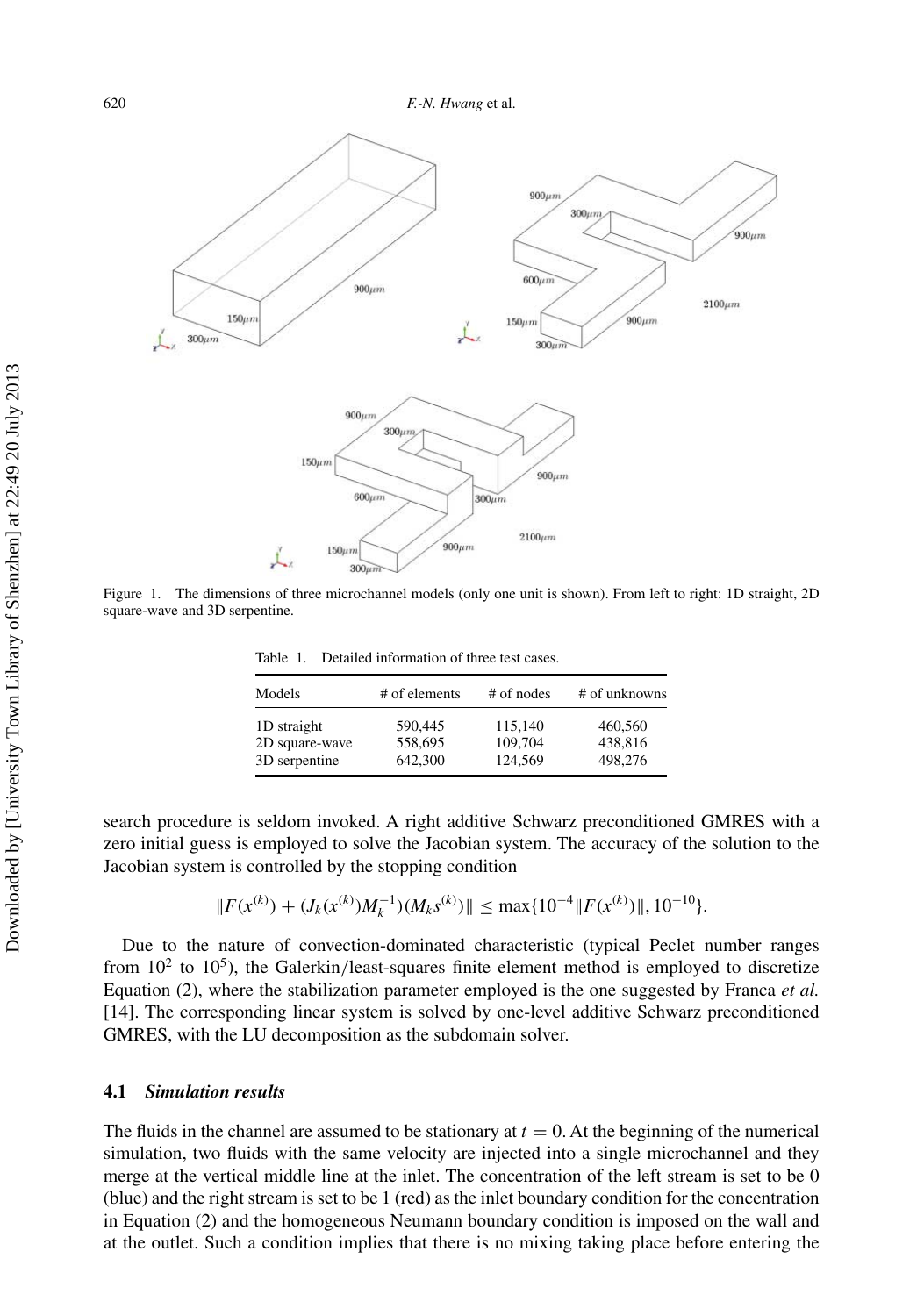Figure 1. The dimensions of three microchannel models (only one unit is shown). From left to right: 1D straight, 2D square-wave and 3D serpentine.

Table 1. Detailed information of three test cases.

| Models | # of elements | # of nodes | # of unknowns |
|---|---|---|---|
| 1D straight | 590,445 | 115,140 | 460,560 |
| 2D square-wave | 558,695 | 109,704 | 438,816 |
| 3D serpentine | 642,300 | 124,569 | 498,276 |

search procedure is seldom invoked. A right additive Schwarz preconditioned GMRES with a zero initial guess is employed to solve the Jacobian system. The accuracy of the solution to the Jacobian system is controlled by the stopping condition

$$\|F(x^{(k)}) + (J_k(x^{(k)})M_k^{-1})(M_k s^{(k)})\| \leq \max\{10^{-4}\|F(x^{(k)})\|, 10^{-10}\}.$$

Due to the nature of convection-dominated characteristic (typical Peclet number ranges from $10^2$ to $10^5$), the Galerkin/least-squares finite element method is employed to discretize Equation (2), where the stabilization parameter employed is the one suggested by Franca *et al.* [14]. The corresponding linear system is solved by one-level additive Schwarz preconditioned GMRES, with the LU decomposition as the subdomain solver.

### 4.1 *Simulation results*

The fluids in the channel are assumed to be stationary at $t = 0$. At the beginning of the numerical simulation, two fluids with the same velocity are injected into a single microchannel and they merge at the vertical middle line at the inlet. The concentration of the left stream is set to be 0 (blue) and the right stream is set to be 1 (red) as the inlet boundary condition for the concentration in Equation (2) and the homogeneous Neumann boundary condition is imposed on the wall and at the outlet. Such a condition implies that there is no mixing taking place before entering the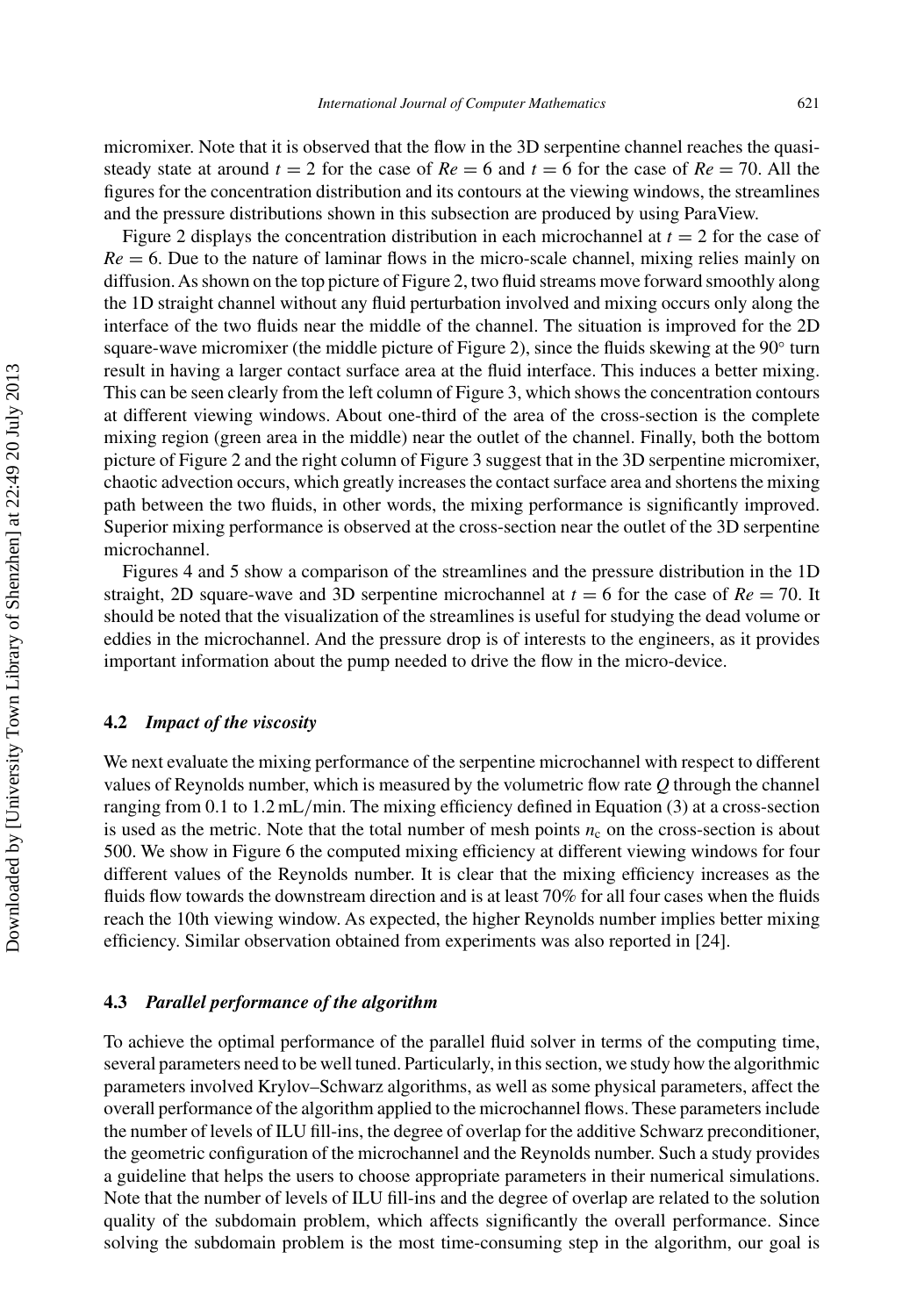micromixer. Note that it is observed that the flow in the 3D serpentine channel reaches the quasi-steady state at around $t = 2$ for the case of $Re = 6$ and $t = 6$ for the case of $Re = 70$. All the figures for the concentration distribution and its contours at the viewing windows, the streamlines and the pressure distributions shown in this subsection are produced by using ParaView.

Figure 2 displays the concentration distribution in each microchannel at $t = 2$ for the case of $Re = 6$. Due to the nature of laminar flows in the micro-scale channel, mixing relies mainly on diffusion. As shown on the top picture of Figure 2, two fluid streams move forward smoothly along the 1D straight channel without any fluid perturbation involved and mixing occurs only along the interface of the two fluids near the middle of the channel. The situation is improved for the 2D square-wave micromixer (the middle picture of Figure 2), since the fluids skewing at the 90° turn result in having a larger contact surface area at the fluid interface. This induces a better mixing. This can be seen clearly from the left column of Figure 3, which shows the concentration contours at different viewing windows. About one-third of the area of the cross-section is the complete mixing region (green area in the middle) near the outlet of the channel. Finally, both the bottom picture of Figure 2 and the right column of Figure 3 suggest that in the 3D serpentine micromixer, chaotic advection occurs, which greatly increases the contact surface area and shortens the mixing path between the two fluids, in other words, the mixing performance is significantly improved. Superior mixing performance is observed at the cross-section near the outlet of the 3D serpentine microchannel.

Figures 4 and 5 show a comparison of the streamlines and the pressure distribution in the 1D straight, 2D square-wave and 3D serpentine microchannel at $t = 6$ for the case of $Re = 70$. It should be noted that the visualization of the streamlines is useful for studying the dead volume or eddies in the microchannel. And the pressure drop is of interests to the engineers, as it provides important information about the pump needed to drive the flow in the micro-device.

### 4.2 *Impact of the viscosity*

We next evaluate the mixing performance of the serpentine microchannel with respect to different values of Reynolds number, which is measured by the volumetric flow rate $Q$ through the channel ranging from 0.1 to 1.2 mL/min. The mixing efficiency defined in Equation (3) at a cross-section is used as the metric. Note that the total number of mesh points $n_c$ on the cross-section is about 500. We show in Figure 6 the computed mixing efficiency at different viewing windows for four different values of the Reynolds number. It is clear that the mixing efficiency increases as the fluids flow towards the downstream direction and is at least 70% for all four cases when the fluids reach the 10th viewing window. As expected, the higher Reynolds number implies better mixing efficiency. Similar observation obtained from experiments was also reported in [24].

### 4.3 *Parallel performance of the algorithm*

To achieve the optimal performance of the parallel fluid solver in terms of the computing time, several parameters need to be well tuned. Particularly, in this section, we study how the algorithmic parameters involved Krylov–Schwarz algorithms, as well as some physical parameters, affect the overall performance of the algorithm applied to the microchannel flows. These parameters include the number of levels of ILU fill-ins, the degree of overlap for the additive Schwarz preconditioner, the geometric configuration of the microchannel and the Reynolds number. Such a study provides a guideline that helps the users to choose appropriate parameters in their numerical simulations. Note that the number of levels of ILU fill-ins and the degree of overlap are related to the solution quality of the subdomain problem, which affects significantly the overall performance. Since solving the subdomain problem is the most time-consuming step in the algorithm, our goal is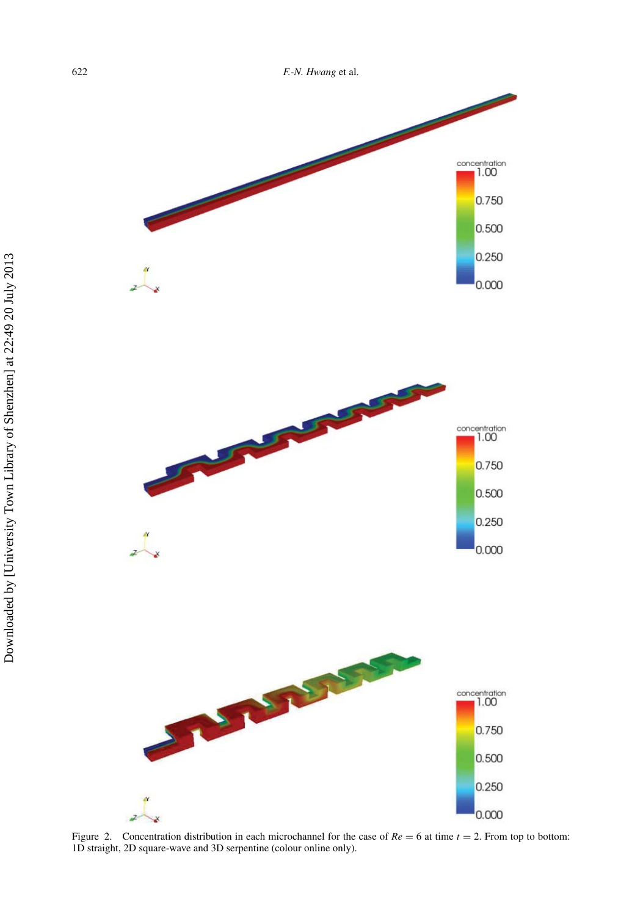Figure 2. Concentration distribution in each microchannel for the case of $Re = 6$ at time $t = 2$. From top to bottom: 1D straight, 2D square-wave and 3D serpentine (colour online only).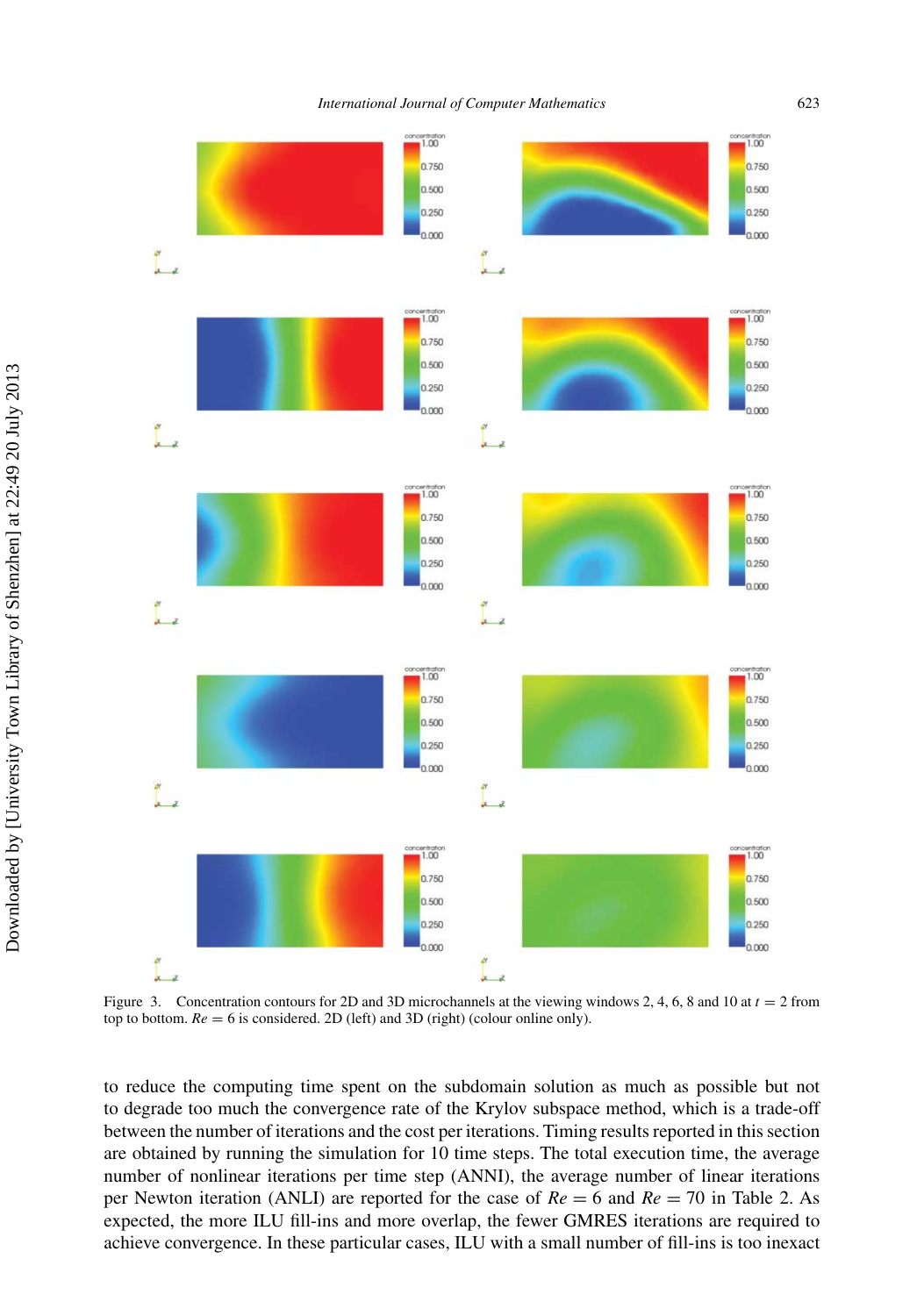Figure 3. Concentration contours for 2D and 3D microchannels at the viewing windows 2, 4, 6, 8 and 10 at $t = 2$ from top to bottom. $Re = 6$ is considered. 2D (left) and 3D (right) (colour online only).

to reduce the computing time spent on the subdomain solution as much as possible but not to degrade too much the convergence rate of the Krylov subspace method, which is a trade-off between the number of iterations and the cost per iterations. Timing results reported in this section are obtained by running the simulation for 10 time steps. The total execution time, the average number of nonlinear iterations per time step (ANNI), the average number of linear iterations per Newton iteration (ANLI) are reported for the case of $Re = 6$ and $Re = 70$ in Table 2. As expected, the more ILU fill-ins and more overlap, the fewer GMRES iterations are required to achieve convergence. In these particular cases, ILU with a small number of fill-ins is too inexact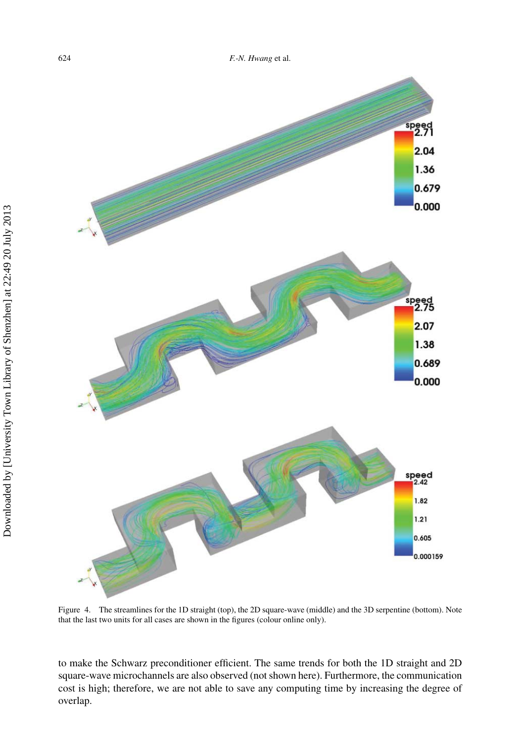Figure 4. The streamlines for the 1D straight (top), the 2D square-wave (middle) and the 3D serpentine (bottom). Note that the last two units for all cases are shown in the figures (colour online only).

to make the Schwarz preconditioner efficient. The same trends for both the 1D straight and 2D square-wave microchannels are also observed (not shown here). Furthermore, the communication cost is high; therefore, we are not able to save any computing time by increasing the degree of overlap.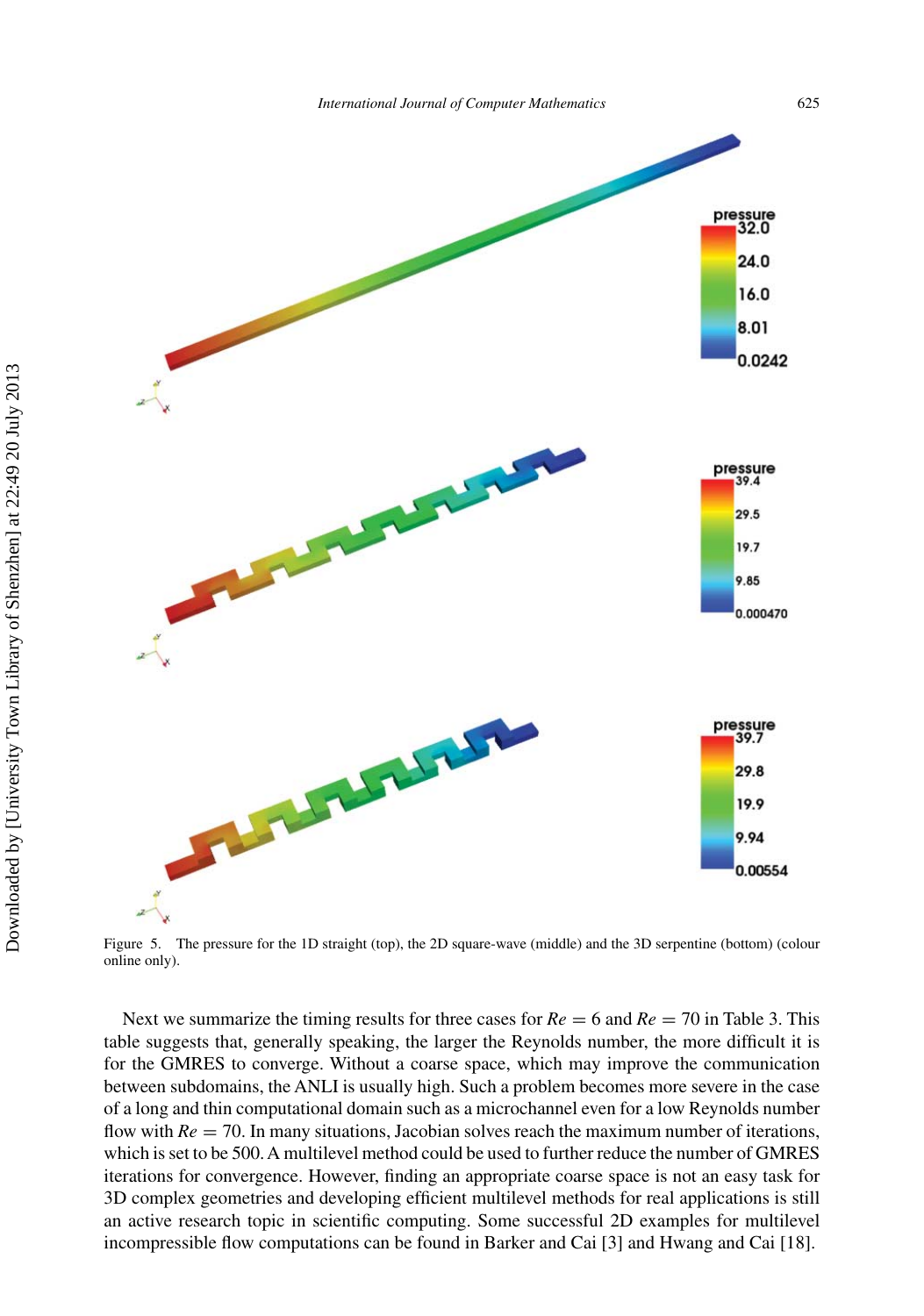Figure 5. The pressure for the 1D straight (top), the 2D square-wave (middle) and the 3D serpentine (bottom) (colour online only).

Next we summarize the timing results for three cases for $Re = 6$ and $Re = 70$ in Table 3. This table suggests that, generally speaking, the larger the Reynolds number, the more difficult it is for the GMRES to converge. Without a coarse space, which may improve the communication between subdomains, the ANLI is usually high. Such a problem becomes more severe in the case of a long and thin computational domain such as a microchannel even for a low Reynolds number flow with $Re = 70$. In many situations, Jacobian solves reach the maximum number of iterations, which is set to be 500. A multilevel method could be used to further reduce the number of GMRES iterations for convergence. However, finding an appropriate coarse space is not an easy task for 3D complex geometries and developing efficient multilevel methods for real applications is still an active research topic in scientific computing. Some successful 2D examples for multilevel incompressible flow computations can be found in Barker and Cai [3] and Hwang and Cai [18].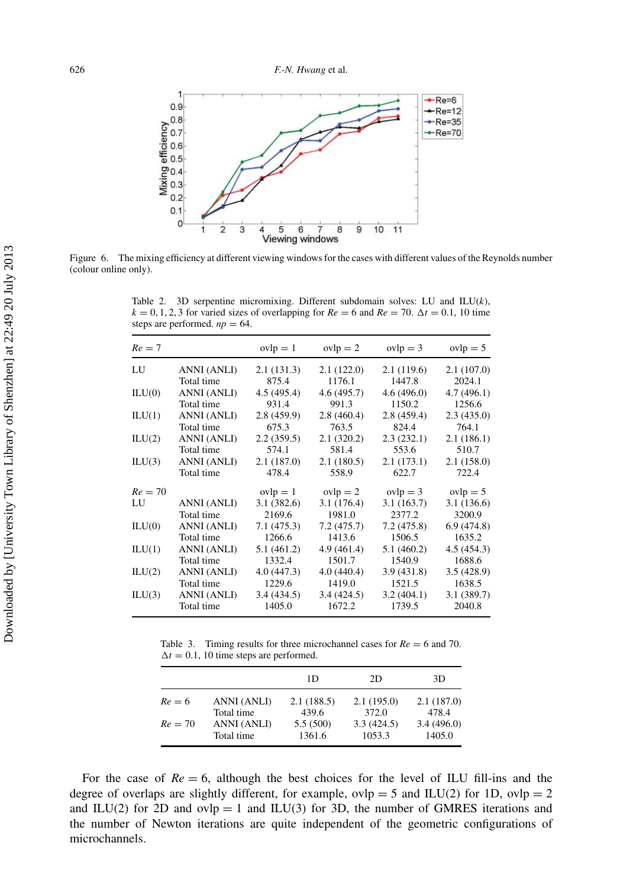Figure 6. The mixing efficiency at different viewing windows for the cases with different values of the Reynolds number (colour online only).

Table 2. 3D serpentine micromixing. Different subdomain solves: LU and ILU($k$), $k = 0, 1, 2, 3$ for varied sizes of overlapping for $Re = 6$ and $Re = 70$. $\Delta t = 0.1$, 10 time steps are performed. $np = 64$.

| $Re = 7$ | | ovlp = 1 | ovlp = 2 | ovlp = 3 | ovlp = 5 |
|---|---|---|---|---|---|
| LU | ANNI (ANLI) | 2.1 (131.3) | 2.1 (122.0) | 2.1 (119.6) | 2.1 (107.0) |
| | Total time | 875.4 | 1176.1 | 1447.8 | 2024.1 |
| ILU(0) | ANNI (ANLI) | 4.5 (495.4) | 4.6 (495.7) | 4.6 (496.0) | 4.7 (496.1) |
| | Total time | 931.4 | 991.3 | 1150.2 | 1256.6 |
| ILU(1) | ANNI (ANLI) | 2.8 (459.9) | 2.8 (460.4) | 2.8 (459.4) | 2.3 (435.0) |
| | Total time | 675.3 | 763.5 | 824.4 | 764.1 |
| ILU(2) | ANNI (ANLI) | 2.2 (359.5) | 2.1 (320.2) | 2.3 (232.1) | 2.1 (186.1) |
| | Total time | 574.1 | 581.4 | 553.6 | 510.7 |
| ILU(3) | ANNI (ANLI) | 2.1 (187.0) | 2.1 (180.5) | 2.1 (173.1) | 2.1 (158.0) |
| | Total time | 478.4 | 558.9 | 622.7 | 722.4 |
| $Re = 70$ | | ovlp = 1 | ovlp = 2 | ovlp = 3 | ovlp = 5 |
| LU | ANNI (ANLI) | 3.1 (382.6) | 3.1 (176.4) | 3.1 (163.7) | 3.1 (136.6) |
| | Total time | 2169.6 | 1981.0 | 2377.2 | 3200.9 |
| ILU(0) | ANNI (ANLI) | 7.1 (475.3) | 7.2 (475.7) | 7.2 (475.8) | 6.9 (474.8) |
| | Total time | 1266.6 | 1413.6 | 1506.5 | 1635.2 |
| ILU(1) | ANNI (ANLI) | 5.1 (461.2) | 4.9 (461.4) | 5.1 (460.2) | 4.5 (454.3) |
| | Total time | 1332.4 | 1501.7 | 1540.9 | 1688.6 |
| ILU(2) | ANNI (ANLI) | 4.0 (447.3) | 4.0 (440.4) | 3.9 (431.8) | 3.5 (428.9) |
| | Total time | 1229.6 | 1419.0 | 1521.5 | 1638.5 |
| ILU(3) | ANNI (ANLI) | 3.4 (434.5) | 3.4 (424.5) | 3.2 (404.1) | 3.1 (389.7) |
| | Total time | 1405.0 | 1672.2 | 1739.5 | 2040.8 |

Table 3. Timing results for three microchannel cases for $Re = 6$ and 70. $\Delta t = 0.1$, 10 time steps are performed.

| | | 1D | 2D | 3D |
|---|---|---|---|---|
| $Re = 6$ | ANNI (ANLI) | 2.1 (188.5) | 2.1 (195.0) | 2.1 (187.0) |
| | Total time | 439.6 | 372.0 | 478.4 |
| $Re = 70$ | ANNI (ANLI) | 5.5 (500) | 3.3 (424.5) | 3.4 (496.0) |
| | Total time | 1361.6 | 1053.3 | 1405.0 |

For the case of $Re = 6$, although the best choices for the level of ILU fill-ins and the degree of overlaps are slightly different, for example, ovlp = 5 and ILU(2) for 1D, ovlp = 2 and ILU(2) for 2D and ovlp = 1 and ILU(3) for 3D, the number of GMRES iterations and the number of Newton iterations are quite independent of the geometric configurations of microchannels.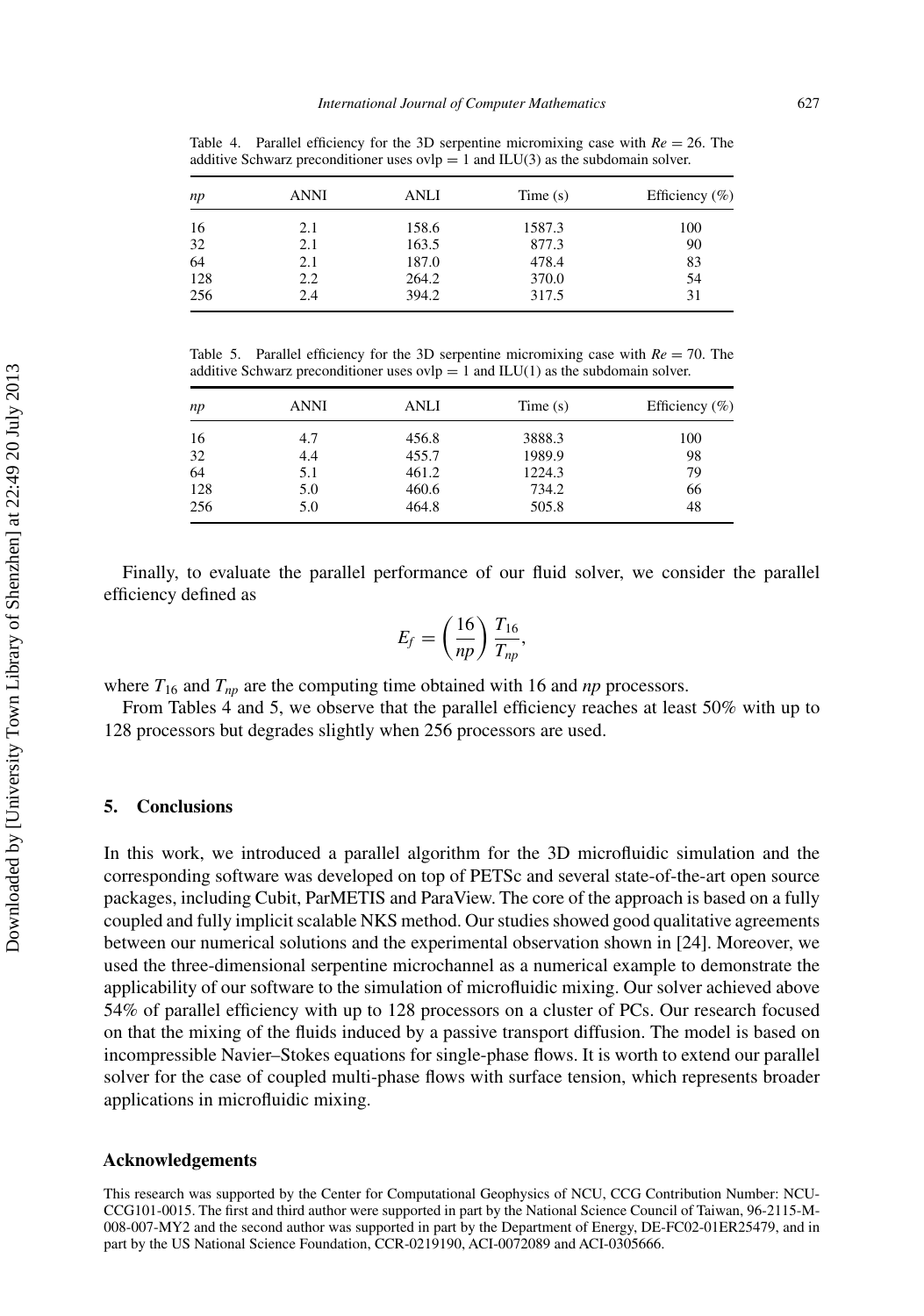Table 4. Parallel efficiency for the 3D serpentine micromixing case with $Re = 26$. The additive Schwarz preconditioner uses ovlp = 1 and ILU(3) as the subdomain solver.

| *np* | ANNI | ANLI | Time (s) | Efficiency (%) |
|---|---|---|---|---|
| 16 | 2.1 | 158.6 | 1587.3 | 100 |
| 32 | 2.1 | 163.5 | 877.3 | 90 |
| 64 | 2.1 | 187.0 | 478.4 | 83 |
| 128 | 2.2 | 264.2 | 370.0 | 54 |
| 256 | 2.4 | 394.2 | 317.5 | 31 |

Table 5. Parallel efficiency for the 3D serpentine micromixing case with $Re = 70$. The additive Schwarz preconditioner uses ovlp = 1 and ILU(1) as the subdomain solver.

| *np* | ANNI | ANLI | Time (s) | Efficiency (%) |
|---|---|---|---|---|
| 16 | 4.7 | 456.8 | 3888.3 | 100 |
| 32 | 4.4 | 455.7 | 1989.9 | 98 |
| 64 | 5.1 | 461.2 | 1224.3 | 79 |
| 128 | 5.0 | 460.6 | 734.2 | 66 |
| 256 | 5.0 | 464.8 | 505.8 | 48 |

Finally, to evaluate the parallel performance of our fluid solver, we consider the parallel efficiency defined as

$$E_f = \left(\frac{16}{np}\right) \frac{T_{16}}{T_{np}},$$

where $T_{16}$ and $T_{np}$ are the computing time obtained with 16 and *np* processors.

From Tables 4 and 5, we observe that the parallel efficiency reaches at least 50% with up to 128 processors but degrades slightly when 256 processors are used.

## 5. Conclusions

In this work, we introduced a parallel algorithm for the 3D microfluidic simulation and the corresponding software was developed on top of PETSc and several state-of-the-art open source packages, including Cubit, ParMETIS and ParaView. The core of the approach is based on a fully coupled and fully implicit scalable NKS method. Our studies showed good qualitative agreements between our numerical solutions and the experimental observation shown in [24]. Moreover, we used the three-dimensional serpentine microchannel as a numerical example to demonstrate the applicability of our software to the simulation of microfluidic mixing. Our solver achieved above 54% of parallel efficiency with up to 128 processors on a cluster of PCs. Our research focused on that the mixing of the fluids induced by a passive transport diffusion. The model is based on incompressible Navier–Stokes equations for single-phase flows. It is worth to extend our parallel solver for the case of coupled multi-phase flows with surface tension, which represents broader applications in microfluidic mixing.

### Acknowledgements

This research was supported by the Center for Computational Geophysics of NCU, CCG Contribution Number: NCU-CCG101-0015. The first and third author were supported in part by the National Science Council of Taiwan, 96-2115-M-008-007-MY2 and the second author was supported in part by the Department of Energy, DE-FC02-01ER25479, and in part by the US National Science Foundation, CCR-0219190, ACI-0072089 and ACI-0305666.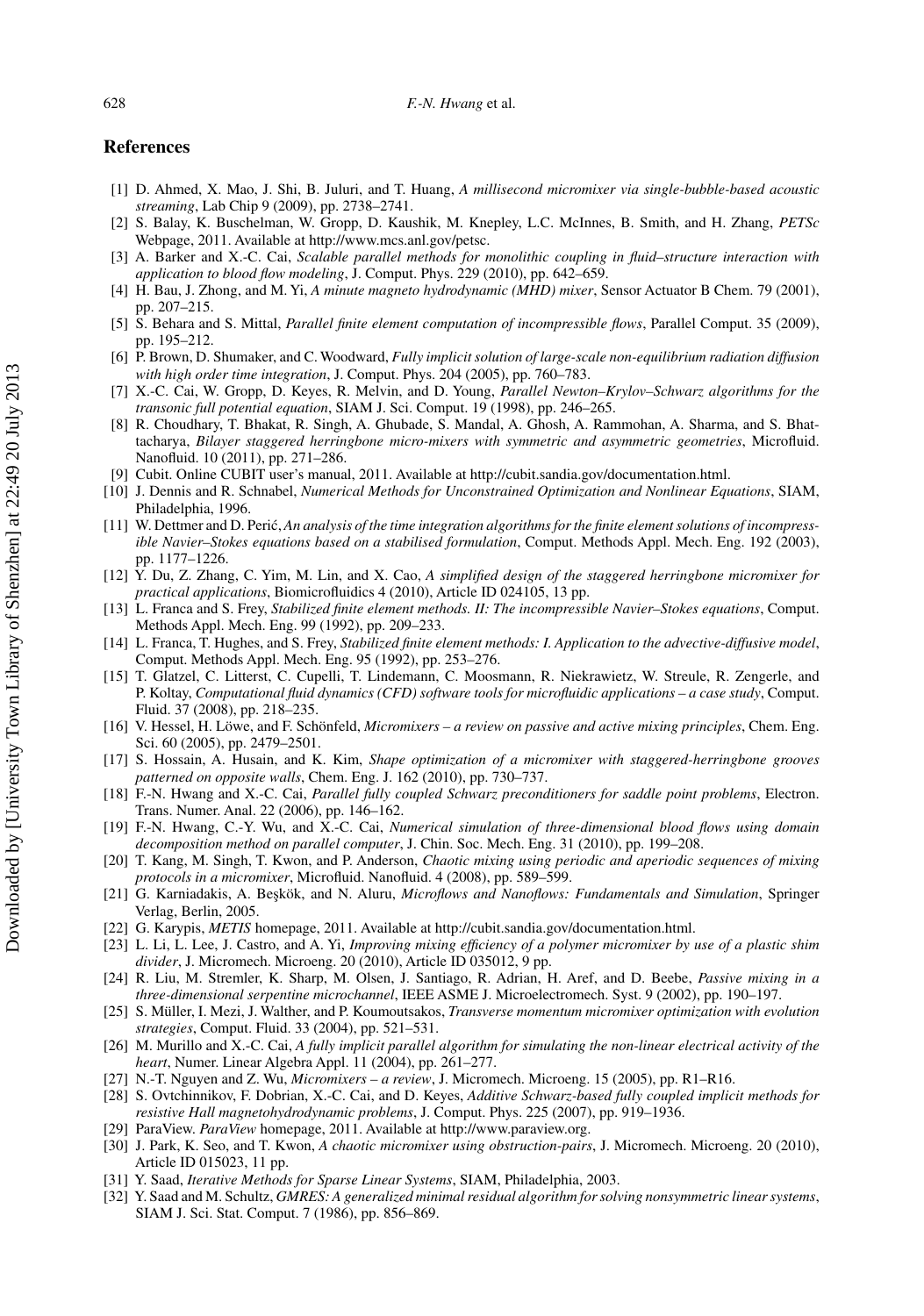## References

[1] D. Ahmed, X. Mao, J. Shi, B. Juluri, and T. Huang, *A millisecond micromixer via single-bubble-based acoustic streaming*, Lab Chip 9 (2009), pp. 2738–2741.

[2] S. Balay, K. Buschelman, W. Gropp, D. Kaushik, M. Knepley, L.C. McInnes, B. Smith, and H. Zhang, *PETSc* Webpage, 2011. Available at http://www.mcs.anl.gov/petsc.

[3] A. Barker and X.-C. Cai, *Scalable parallel methods for monolithic coupling in fluid–structure interaction with application to blood flow modeling*, J. Comput. Phys. 229 (2010), pp. 642–659.

[4] H. Bau, J. Zhong, and M. Yi, *A minute magneto hydrodynamic (MHD) mixer*, Sensor Actuator B Chem. 79 (2001), pp. 207–215.

[5] S. Behara and S. Mittal, *Parallel finite element computation of incompressible flows*, Parallel Comput. 35 (2009), pp. 195–212.

[6] P. Brown, D. Shumaker, and C. Woodward, *Fully implicit solution of large-scale non-equilibrium radiation diffusion with high order time integration*, J. Comput. Phys. 204 (2005), pp. 760–783.

[7] X.-C. Cai, W. Gropp, D. Keyes, R. Melvin, and D. Young, *Parallel Newton–Krylov–Schwarz algorithms for the transonic full potential equation*, SIAM J. Sci. Comput. 19 (1998), pp. 246–265.

[8] R. Choudhary, T. Bhakat, R. Singh, A. Ghubade, S. Mandal, A. Ghosh, A. Rammohan, A. Sharma, and S. Bhattacharya, *Bilayer staggered herringbone micro-mixers with symmetric and asymmetric geometries*, Microfluid. Nanofluid. 10 (2011), pp. 271–286.

[9] Cubit. Online CUBIT user's manual, 2011. Available at http://cubit.sandia.gov/documentation.html.

[10] J. Dennis and R. Schnabel, *Numerical Methods for Unconstrained Optimization and Nonlinear Equations*, SIAM, Philadelphia, 1996.

[11] W. Dettmer and D. Perić, *An analysis of the time integration algorithms for the finite element solutions of incompressible Navier–Stokes equations based on a stabilised formulation*, Comput. Methods Appl. Mech. Eng. 192 (2003), pp. 1177–1226.

[12] Y. Du, Z. Zhang, C. Yim, M. Lin, and X. Cao, *A simplified design of the staggered herringbone micromixer for practical applications*, Biomicrofluidics 4 (2010), Article ID 024105, 13 pp.

[13] L. Franca and S. Frey, *Stabilized finite element methods. II: The incompressible Navier–Stokes equations*, Comput. Methods Appl. Mech. Eng. 99 (1992), pp. 209–233.

[14] L. Franca, T. Hughes, and S. Frey, *Stabilized finite element methods: I. Application to the advective-diffusive model*, Comput. Methods Appl. Mech. Eng. 95 (1992), pp. 253–276.

[15] T. Glatzel, C. Litterst, C. Cupelli, T. Lindemann, C. Moosmann, R. Niekrawietz, W. Streule, R. Zengerle, and P. Koltay, *Computational fluid dynamics (CFD) software tools for microfluidic applications – a case study*, Comput. Fluid. 37 (2008), pp. 218–235.

[16] V. Hessel, H. Löwe, and F. Schönfeld, *Micromixers – a review on passive and active mixing principles*, Chem. Eng. Sci. 60 (2005), pp. 2479–2501.

[17] S. Hossain, A. Husain, and K. Kim, *Shape optimization of a micromixer with staggered-herringbone grooves patterned on opposite walls*, Chem. Eng. J. 162 (2010), pp. 730–737.

[18] F.-N. Hwang and X.-C. Cai, *Parallel fully coupled Schwarz preconditioners for saddle point problems*, Electron. Trans. Numer. Anal. 22 (2006), pp. 146–162.

[19] F.-N. Hwang, C.-Y. Wu, and X.-C. Cai, *Numerical simulation of three-dimensional blood flows using domain decomposition method on parallel computer*, J. Chin. Soc. Mech. Eng. 31 (2010), pp. 199–208.

[20] T. Kang, M. Singh, T. Kwon, and P. Anderson, *Chaotic mixing using periodic and aperiodic sequences of mixing protocols in a micromixer*, Microfluid. Nanofluid. 4 (2008), pp. 589–599.

[21] G. Karniadakis, A. Beşkök, and N. Aluru, *Microflows and Nanoflows: Fundamentals and Simulation*, Springer Verlag, Berlin, 2005.

[22] G. Karypis, *METIS* homepage, 2011. Available at http://cubit.sandia.gov/documentation.html.

[23] L. Li, L. Lee, J. Castro, and A. Yi, *Improving mixing efficiency of a polymer micromixer by use of a plastic shim divider*, J. Micromech. Microeng. 20 (2010), Article ID 035012, 9 pp.

[24] R. Liu, M. Stremler, K. Sharp, M. Olsen, J. Santiago, R. Adrian, H. Aref, and D. Beebe, *Passive mixing in a three-dimensional serpentine microchannel*, IEEE ASME J. Microelectromech. Syst. 9 (2002), pp. 190–197.

[25] S. Müller, I. Mezi, J. Walther, and P. Koumoutsakos, *Transverse momentum micromixer optimization with evolution strategies*, Comput. Fluid. 33 (2004), pp. 521–531.

[26] M. Murillo and X.-C. Cai, *A fully implicit parallel algorithm for simulating the non-linear electrical activity of the heart*, Numer. Linear Algebra Appl. 11 (2004), pp. 261–277.

[27] N.-T. Nguyen and Z. Wu, *Micromixers – a review*, J. Micromech. Microeng. 15 (2005), pp. R1–R16.

[28] S. Ovtchinnikov, F. Dobrian, X.-C. Cai, and D. Keyes, *Additive Schwarz-based fully coupled implicit methods for resistive Hall magnetohydrodynamic problems*, J. Comput. Phys. 225 (2007), pp. 919–1936.

[29] ParaView. *ParaView* homepage, 2011. Available at http://www.paraview.org.

[30] J. Park, K. Seo, and T. Kwon, *A chaotic micromixer using obstruction-pairs*, J. Micromech. Microeng. 20 (2010), Article ID 015023, 11 pp.

[31] Y. Saad, *Iterative Methods for Sparse Linear Systems*, SIAM, Philadelphia, 2003.

[32] Y. Saad and M. Schultz, *GMRES: A generalized minimal residual algorithm for solving nonsymmetric linear systems*, SIAM J. Sci. Stat. Comput. 7 (1986), pp. 856–869.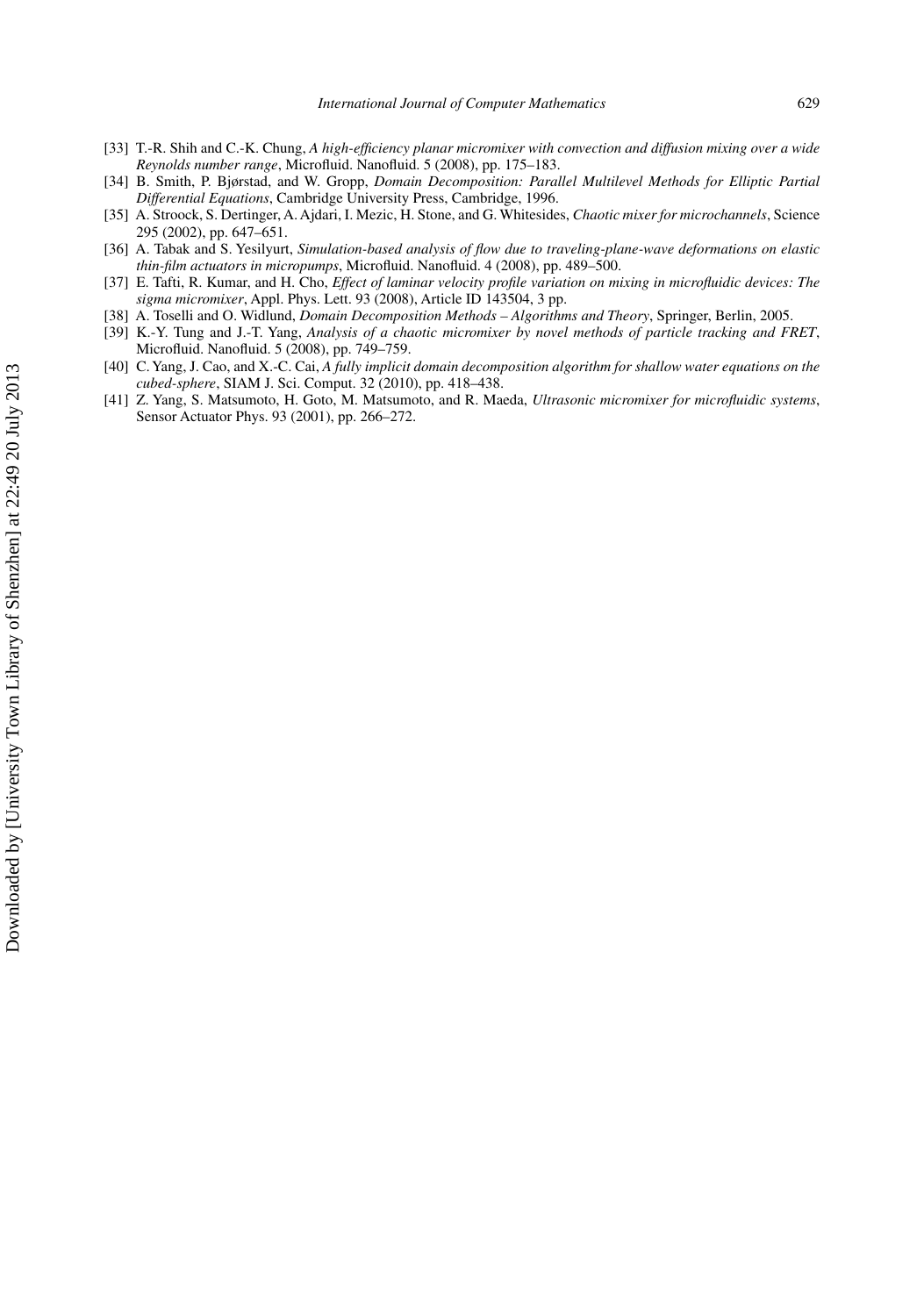[33] T.-R. Shih and C.-K. Chung, *A high-efficiency planar micromixer with convection and diffusion mixing over a wide Reynolds number range*, Microfluid. Nanofluid. 5 (2008), pp. 175–183.

[34] B. Smith, P. Bjørstad, and W. Gropp, *Domain Decomposition: Parallel Multilevel Methods for Elliptic Partial Differential Equations*, Cambridge University Press, Cambridge, 1996.

[35] A. Stroock, S. Dertinger, A. Ajdari, I. Mezic, H. Stone, and G. Whitesides, *Chaotic mixer for microchannels*, Science 295 (2002), pp. 647–651.

[36] A. Tabak and S. Yesilyurt, *Simulation-based analysis of flow due to traveling-plane-wave deformations on elastic thin-film actuators in micropumps*, Microfluid. Nanofluid. 4 (2008), pp. 489–500.

[37] E. Tafti, R. Kumar, and H. Cho, *Effect of laminar velocity profile variation on mixing in microfluidic devices: The sigma micromixer*, Appl. Phys. Lett. 93 (2008), Article ID 143504, 3 pp.

[38] A. Toselli and O. Widlund, *Domain Decomposition Methods – Algorithms and Theory*, Springer, Berlin, 2005.

[39] K.-Y. Tung and J.-T. Yang, *Analysis of a chaotic micromixer by novel methods of particle tracking and FRET*, Microfluid. Nanofluid. 5 (2008), pp. 749–759.

[40] C. Yang, J. Cao, and X.-C. Cai, *A fully implicit domain decomposition algorithm for shallow water equations on the cubed-sphere*, SIAM J. Sci. Comput. 32 (2010), pp. 418–438.

[41] Z. Yang, S. Matsumoto, H. Goto, M. Matsumoto, and R. Maeda, *Ultrasonic micromixer for microfluidic systems*, Sensor Actuator Phys. 93 (2001), pp. 266–272.